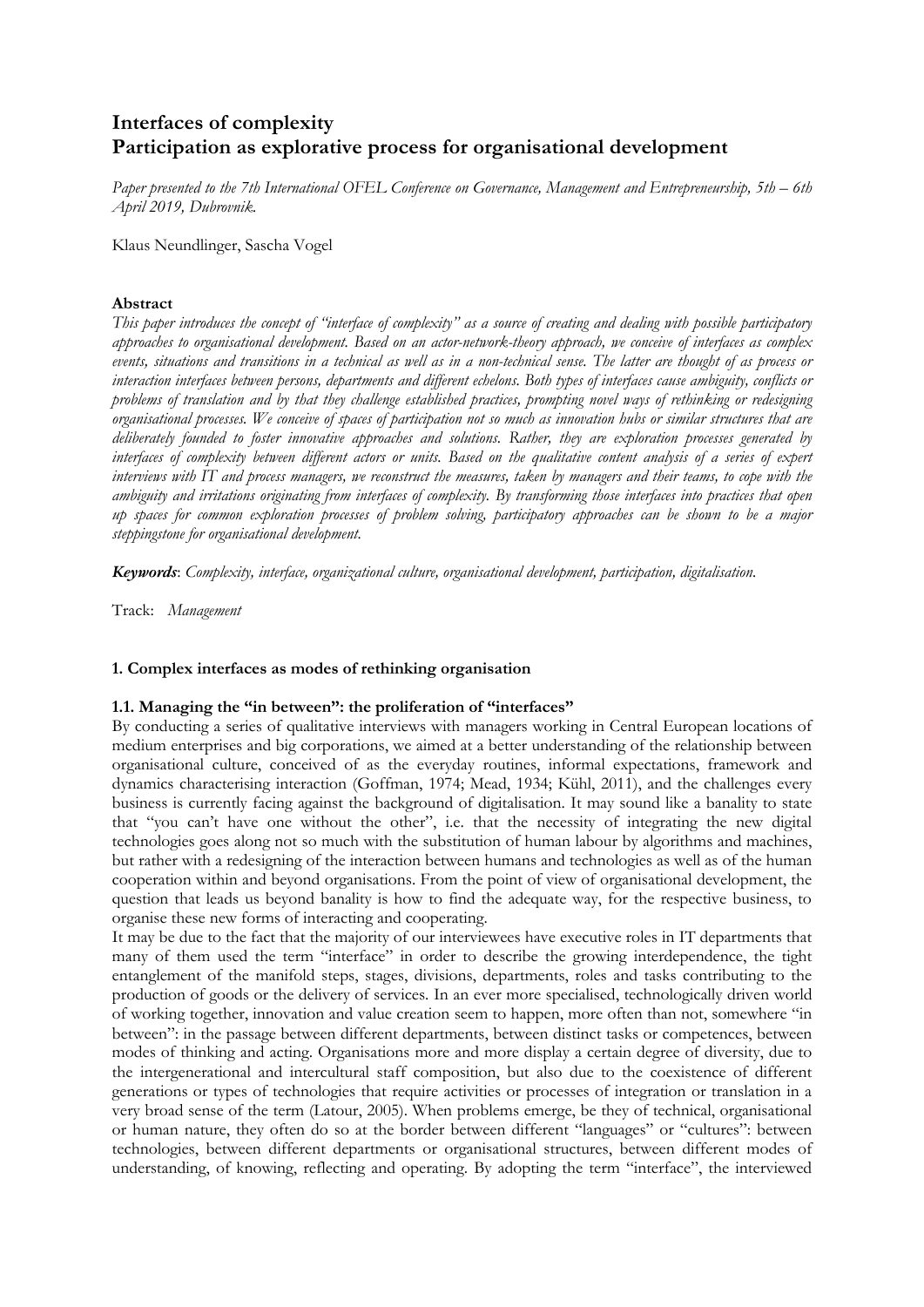# Interfaces of complexity
# Participation as explorative process for organisational development

*Paper presented to the 7th International OFEL Conference on Governance, Management and Entrepreneurship, 5th – 6th April 2019, Dubrovnik.*

Klaus Neundlinger, Sascha Vogel

**Abstract**

*This paper introduces the concept of "interface of complexity" as a source of creating and dealing with possible participatory approaches to organisational development. Based on an actor-network-theory approach, we conceive of interfaces as complex events, situations and transitions in a technical as well as in a non-technical sense. The latter are thought of as process or interaction interfaces between persons, departments and different echelons. Both types of interfaces cause ambiguity, conflicts or problems of translation and by that they challenge established practices, prompting novel ways of rethinking or redesigning organisational processes. We conceive of spaces of participation not so much as innovation hubs or similar structures that are deliberately founded to foster innovative approaches and solutions. Rather, they are exploration processes generated by interfaces of complexity between different actors or units. Based on the qualitative content analysis of a series of expert interviews with IT and process managers, we reconstruct the measures, taken by managers and their teams, to cope with the ambiguity and irritations originating from interfaces of complexity. By transforming those interfaces into practices that open up spaces for common exploration processes of problem solving, participatory approaches can be shown to be a major steppingstone for organisational development.*

***Keywords***: *Complexity, interface, organizational culture, organisational development, participation, digitalisation.*

Track: *Management*

## 1. Complex interfaces as modes of rethinking organisation

### 1.1. Managing the "in between": the proliferation of "interfaces"

By conducting a series of qualitative interviews with managers working in Central European locations of medium enterprises and big corporations, we aimed at a better understanding of the relationship between organisational culture, conceived of as the everyday routines, informal expectations, framework and dynamics characterising interaction (Goffman, 1974; Mead, 1934; Kühl, 2011), and the challenges every business is currently facing against the background of digitalisation. It may sound like a banality to state that "you can't have one without the other", i.e. that the necessity of integrating the new digital technologies goes along not so much with the substitution of human labour by algorithms and machines, but rather with a redesigning of the interaction between humans and technologies as well as of the human cooperation within and beyond organisations. From the point of view of organisational development, the question that leads us beyond banality is how to find the adequate way, for the respective business, to organise these new forms of interacting and cooperating.

It may be due to the fact that the majority of our interviewees have executive roles in IT departments that many of them used the term "interface" in order to describe the growing interdependence, the tight entanglement of the manifold steps, stages, divisions, departments, roles and tasks contributing to the production of goods or the delivery of services. In an ever more specialised, technologically driven world of working together, innovation and value creation seem to happen, more often than not, somewhere "in between": in the passage between different departments, between distinct tasks or competences, between modes of thinking and acting. Organisations more and more display a certain degree of diversity, due to the intergenerational and intercultural staff composition, but also due to the coexistence of different generations or types of technologies that require activities or processes of integration or translation in a very broad sense of the term (Latour, 2005). When problems emerge, be they of technical, organisational or human nature, they often do so at the border between different "languages" or "cultures": between technologies, between different departments or organisational structures, between different modes of understanding, of knowing, reflecting and operating. By adopting the term "interface", the interviewed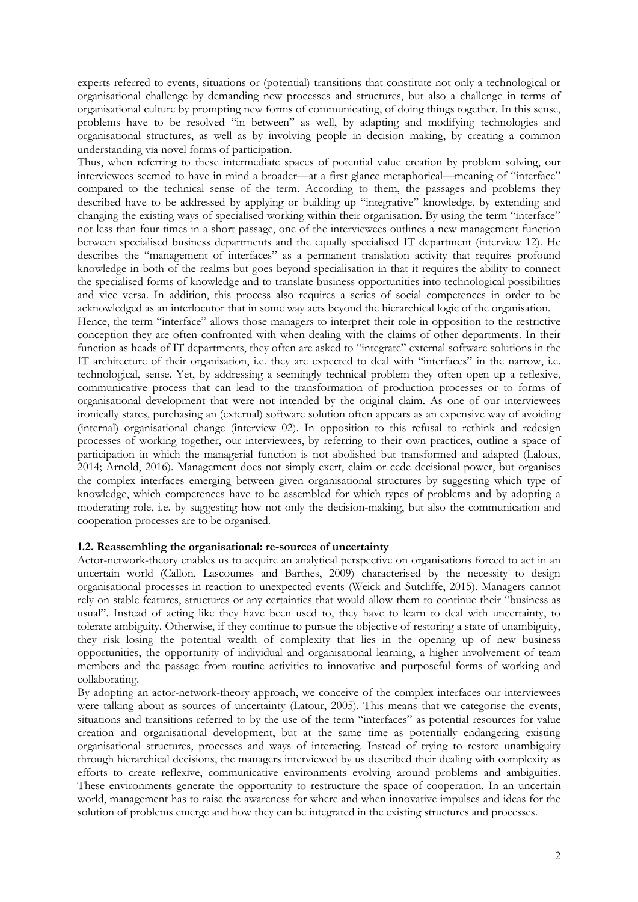experts referred to events, situations or (potential) transitions that constitute not only a technological or organisational challenge by demanding new processes and structures, but also a challenge in terms of organisational culture by prompting new forms of communicating, of doing things together. In this sense, problems have to be resolved "in between" as well, by adapting and modifying technologies and organisational structures, as well as by involving people in decision making, by creating a common understanding via novel forms of participation.

Thus, when referring to these intermediate spaces of potential value creation by problem solving, our interviewees seemed to have in mind a broader—at a first glance metaphorical—meaning of "interface" compared to the technical sense of the term. According to them, the passages and problems they described have to be addressed by applying or building up "integrative" knowledge, by extending and changing the existing ways of specialised working within their organisation. By using the term "interface" not less than four times in a short passage, one of the interviewees outlines a new management function between specialised business departments and the equally specialised IT department (interview 12). He describes the "management of interfaces" as a permanent translation activity that requires profound knowledge in both of the realms but goes beyond specialisation in that it requires the ability to connect the specialised forms of knowledge and to translate business opportunities into technological possibilities and vice versa. In addition, this process also requires a series of social competences in order to be acknowledged as an interlocutor that in some way acts beyond the hierarchical logic of the organisation.

Hence, the term "interface" allows those managers to interpret their role in opposition to the restrictive conception they are often confronted with when dealing with the claims of other departments. In their function as heads of IT departments, they often are asked to "integrate" external software solutions in the IT architecture of their organisation, i.e. they are expected to deal with "interfaces" in the narrow, i.e. technological, sense. Yet, by addressing a seemingly technical problem they often open up a reflexive, communicative process that can lead to the transformation of production processes or to forms of organisational development that were not intended by the original claim. As one of our interviewees ironically states, purchasing an (external) software solution often appears as an expensive way of avoiding (internal) organisational change (interview 02). In opposition to this refusal to rethink and redesign processes of working together, our interviewees, by referring to their own practices, outline a space of participation in which the managerial function is not abolished but transformed and adapted (Laloux, 2014; Arnold, 2016). Management does not simply exert, claim or cede decisional power, but organises the complex interfaces emerging between given organisational structures by suggesting which type of knowledge, which competences have to be assembled for which types of problems and by adopting a moderating role, i.e. by suggesting how not only the decision-making, but also the communication and cooperation processes are to be organised.

### 1.2. Reassembling the organisational: re-sources of uncertainty

Actor-network-theory enables us to acquire an analytical perspective on organisations forced to act in an uncertain world (Callon, Lascoumes and Barthes, 2009) characterised by the necessity to design organisational processes in reaction to unexpected events (Weick and Sutcliffe, 2015). Managers cannot rely on stable features, structures or any certainties that would allow them to continue their "business as usual". Instead of acting like they have been used to, they have to learn to deal with uncertainty, to tolerate ambiguity. Otherwise, if they continue to pursue the objective of restoring a state of unambiguity, they risk losing the potential wealth of complexity that lies in the opening up of new business opportunities, the opportunity of individual and organisational learning, a higher involvement of team members and the passage from routine activities to innovative and purposeful forms of working and collaborating.

By adopting an actor-network-theory approach, we conceive of the complex interfaces our interviewees were talking about as sources of uncertainty (Latour, 2005). This means that we categorise the events, situations and transitions referred to by the use of the term "interfaces" as potential resources for value creation and organisational development, but at the same time as potentially endangering existing organisational structures, processes and ways of interacting. Instead of trying to restore unambiguity through hierarchical decisions, the managers interviewed by us described their dealing with complexity as efforts to create reflexive, communicative environments evolving around problems and ambiguities. These environments generate the opportunity to restructure the space of cooperation. In an uncertain world, management has to raise the awareness for where and when innovative impulses and ideas for the solution of problems emerge and how they can be integrated in the existing structures and processes.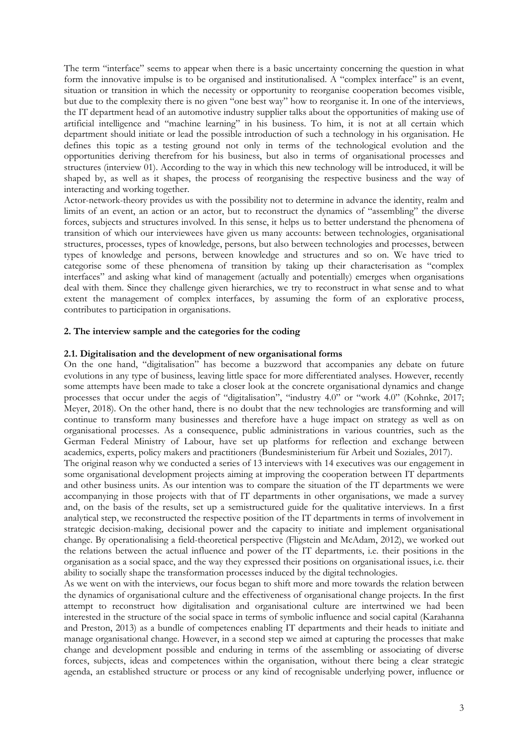The term "interface" seems to appear when there is a basic uncertainty concerning the question in what form the innovative impulse is to be organised and institutionalised. A "complex interface" is an event, situation or transition in which the necessity or opportunity to reorganise cooperation becomes visible, but due to the complexity there is no given "one best way" how to reorganise it. In one of the interviews, the IT department head of an automotive industry supplier talks about the opportunities of making use of artificial intelligence and "machine learning" in his business. To him, it is not at all certain which department should initiate or lead the possible introduction of such a technology in his organisation. He defines this topic as a testing ground not only in terms of the technological evolution and the opportunities deriving therefrom for his business, but also in terms of organisational processes and structures (interview 01). According to the way in which this new technology will be introduced, it will be shaped by, as well as it shapes, the process of reorganising the respective business and the way of interacting and working together.

Actor-network-theory provides us with the possibility not to determine in advance the identity, realm and limits of an event, an action or an actor, but to reconstruct the dynamics of "assembling" the diverse forces, subjects and structures involved. In this sense, it helps us to better understand the phenomena of transition of which our interviewees have given us many accounts: between technologies, organisational structures, processes, types of knowledge, persons, but also between technologies and processes, between types of knowledge and persons, between knowledge and structures and so on. We have tried to categorise some of these phenomena of transition by taking up their characterisation as "complex interfaces" and asking what kind of management (actually and potentially) emerges when organisations deal with them. Since they challenge given hierarchies, we try to reconstruct in what sense and to what extent the management of complex interfaces, by assuming the form of an explorative process, contributes to participation in organisations.

## 2. The interview sample and the categories for the coding

### 2.1. Digitalisation and the development of new organisational forms

On the one hand, "digitalisation" has become a buzzword that accompanies any debate on future evolutions in any type of business, leaving little space for more differentiated analyses. However, recently some attempts have been made to take a closer look at the concrete organisational dynamics and change processes that occur under the aegis of "digitalisation", "industry 4.0" or "work 4.0" (Kohnke, 2017; Meyer, 2018). On the other hand, there is no doubt that the new technologies are transforming and will continue to transform many businesses and therefore have a huge impact on strategy as well as on organisational processes. As a consequence, public administrations in various countries, such as the German Federal Ministry of Labour, have set up platforms for reflection and exchange between academics, experts, policy makers and practitioners (Bundesministerium für Arbeit und Soziales, 2017).

The original reason why we conducted a series of 13 interviews with 14 executives was our engagement in some organisational development projects aiming at improving the cooperation between IT departments and other business units. As our intention was to compare the situation of the IT departments we were accompanying in those projects with that of IT departments in other organisations, we made a survey and, on the basis of the results, set up a semistructured guide for the qualitative interviews. In a first analytical step, we reconstructed the respective position of the IT departments in terms of involvement in strategic decision-making, decisional power and the capacity to initiate and implement organisational change. By operationalising a field-theoretical perspective (Fligstein and McAdam, 2012), we worked out the relations between the actual influence and power of the IT departments, i.e. their positions in the organisation as a social space, and the way they expressed their positions on organisational issues, i.e. their ability to socially shape the transformation processes induced by the digital technologies.

As we went on with the interviews, our focus began to shift more and more towards the relation between the dynamics of organisational culture and the effectiveness of organisational change projects. In the first attempt to reconstruct how digitalisation and organisational culture are intertwined we had been interested in the structure of the social space in terms of symbolic influence and social capital (Karahanna and Preston, 2013) as a bundle of competences enabling IT departments and their heads to initiate and manage organisational change. However, in a second step we aimed at capturing the processes that make change and development possible and enduring in terms of the assembling or associating of diverse forces, subjects, ideas and competences within the organisation, without there being a clear strategic agenda, an established structure or process or any kind of recognisable underlying power, influence or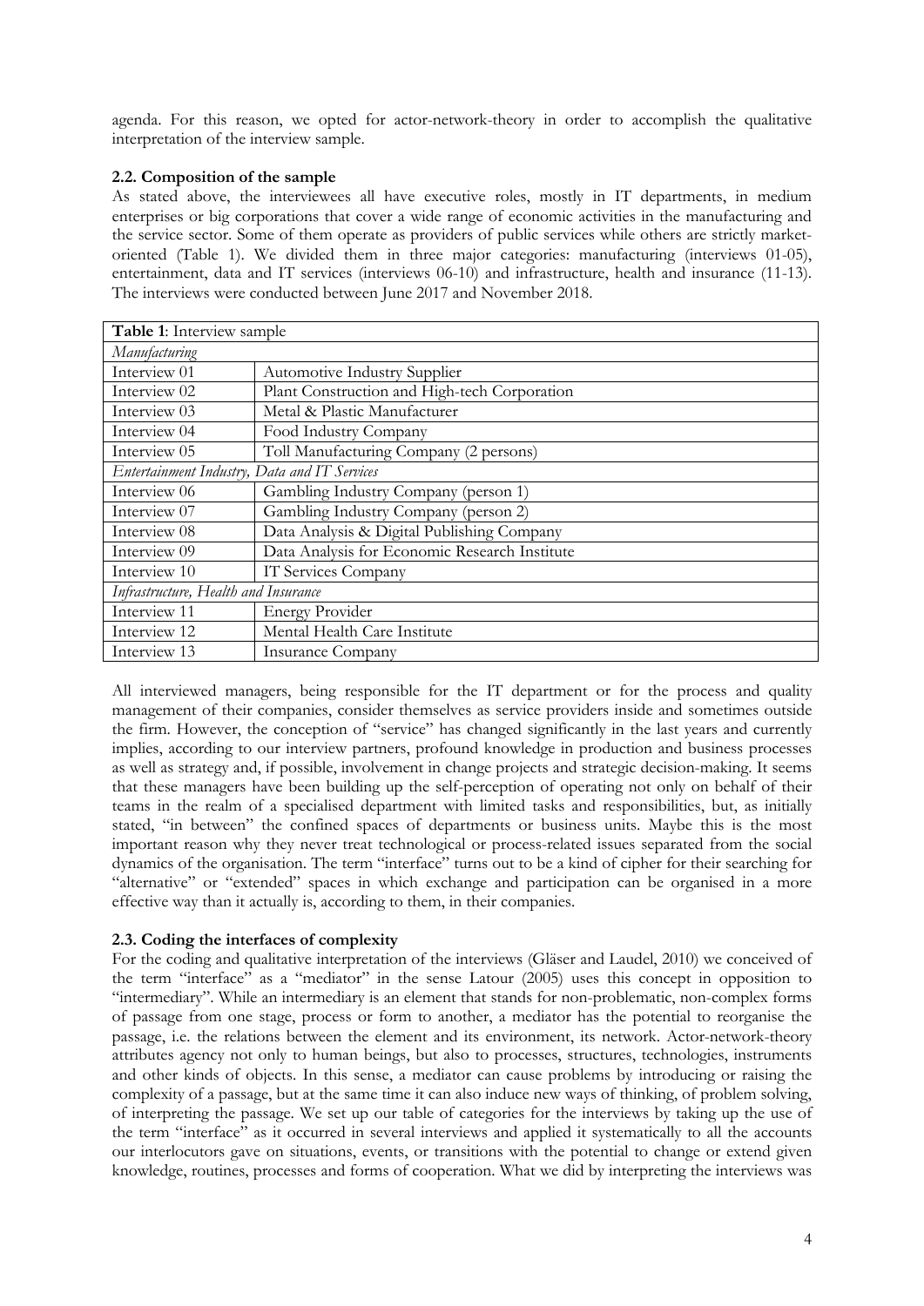agenda. For this reason, we opted for actor-network-theory in order to accomplish the qualitative interpretation of the interview sample.

### 2.2. Composition of the sample

As stated above, the interviewees all have executive roles, mostly in IT departments, in medium enterprises or big corporations that cover a wide range of economic activities in the manufacturing and the service sector. Some of them operate as providers of public services while others are strictly market-oriented (Table 1). We divided them in three major categories: manufacturing (interviews 01-05), entertainment, data and IT services (interviews 06-10) and infrastructure, health and insurance (11-13). The interviews were conducted between June 2017 and November 2018.

| **Table 1**: Interview sample | |
|---|---|
| *Manufacturing* | |
| Interview 01 | Automotive Industry Supplier |
| Interview 02 | Plant Construction and High-tech Corporation |
| Interview 03 | Metal & Plastic Manufacturer |
| Interview 04 | Food Industry Company |
| Interview 05 | Toll Manufacturing Company (2 persons) |
| *Entertainment Industry, Data and IT Services* | |
| Interview 06 | Gambling Industry Company (person 1) |
| Interview 07 | Gambling Industry Company (person 2) |
| Interview 08 | Data Analysis & Digital Publishing Company |
| Interview 09 | Data Analysis for Economic Research Institute |
| Interview 10 | IT Services Company |
| *Infrastructure, Health and Insurance* | |
| Interview 11 | Energy Provider |
| Interview 12 | Mental Health Care Institute |
| Interview 13 | Insurance Company |

All interviewed managers, being responsible for the IT department or for the process and quality management of their companies, consider themselves as service providers inside and sometimes outside the firm. However, the conception of "service" has changed significantly in the last years and currently implies, according to our interview partners, profound knowledge in production and business processes as well as strategy and, if possible, involvement in change projects and strategic decision-making. It seems that these managers have been building up the self-perception of operating not only on behalf of their teams in the realm of a specialised department with limited tasks and responsibilities, but, as initially stated, "in between" the confined spaces of departments or business units. Maybe this is the most important reason why they never treat technological or process-related issues separated from the social dynamics of the organisation. The term "interface" turns out to be a kind of cipher for their searching for "alternative" or "extended" spaces in which exchange and participation can be organised in a more effective way than it actually is, according to them, in their companies.

### 2.3. Coding the interfaces of complexity

For the coding and qualitative interpretation of the interviews (Gläser and Laudel, 2010) we conceived of the term "interface" as a "mediator" in the sense Latour (2005) uses this concept in opposition to "intermediary". While an intermediary is an element that stands for non-problematic, non-complex forms of passage from one stage, process or form to another, a mediator has the potential to reorganise the passage, i.e. the relations between the element and its environment, its network. Actor-network-theory attributes agency not only to human beings, but also to processes, structures, technologies, instruments and other kinds of objects. In this sense, a mediator can cause problems by introducing or raising the complexity of a passage, but at the same time it can also induce new ways of thinking, of problem solving, of interpreting the passage. We set up our table of categories for the interviews by taking up the use of the term "interface" as it occurred in several interviews and applied it systematically to all the accounts our interlocutors gave on situations, events, or transitions with the potential to change or extend given knowledge, routines, processes and forms of cooperation. What we did by interpreting the interviews was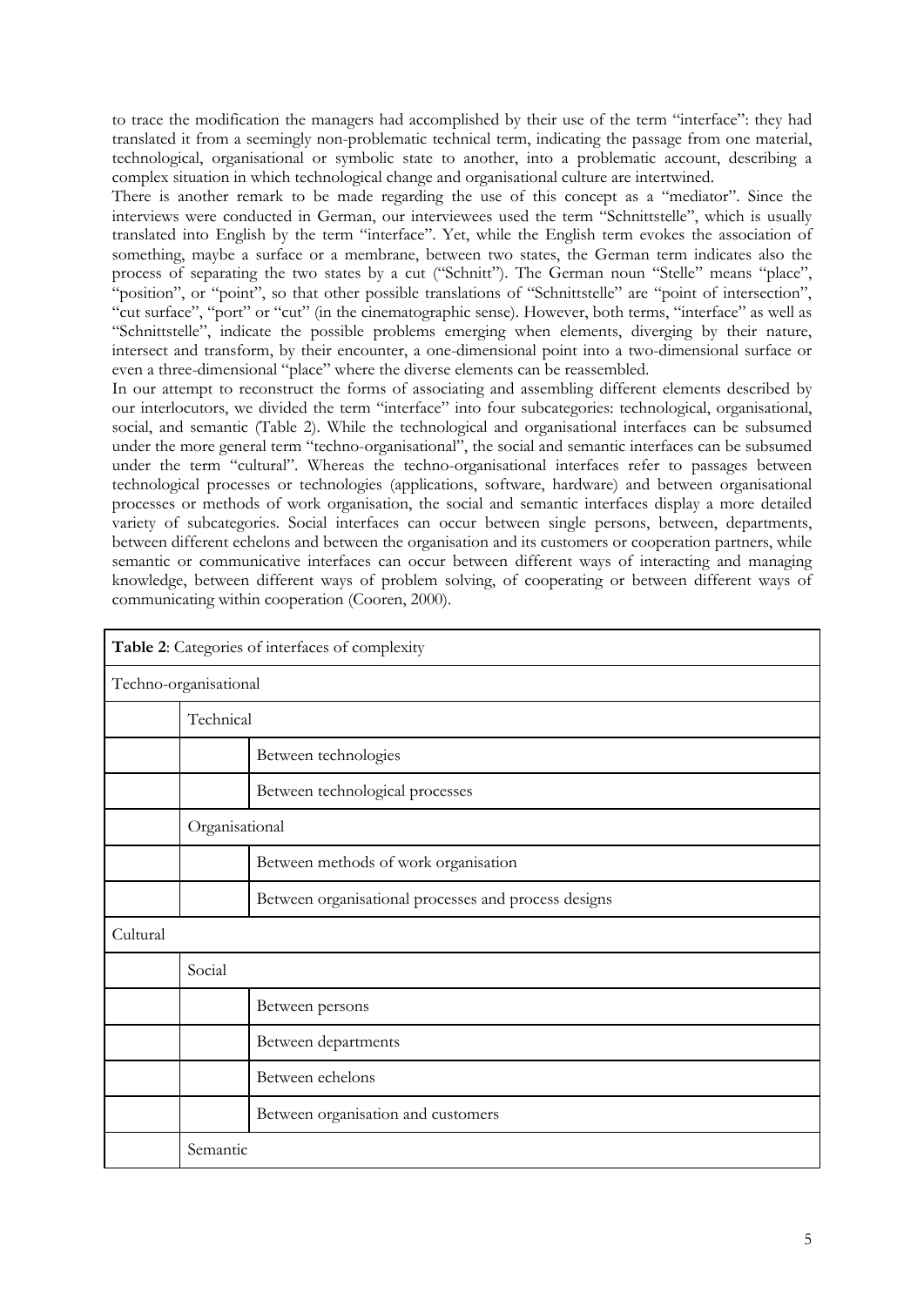to trace the modification the managers had accomplished by their use of the term "interface": they had translated it from a seemingly non-problematic technical term, indicating the passage from one material, technological, organisational or symbolic state to another, into a problematic account, describing a complex situation in which technological change and organisational culture are intertwined.

There is another remark to be made regarding the use of this concept as a "mediator". Since the interviews were conducted in German, our interviewees used the term "Schnittstelle", which is usually translated into English by the term "interface". Yet, while the English term evokes the association of something, maybe a surface or a membrane, between two states, the German term indicates also the process of separating the two states by a cut ("Schnitt"). The German noun "Stelle" means "place", "position", or "point", so that other possible translations of "Schnittstelle" are "point of intersection", "cut surface", "port" or "cut" (in the cinematographic sense). However, both terms, "interface" as well as "Schnittstelle", indicate the possible problems emerging when elements, diverging by their nature, intersect and transform, by their encounter, a one-dimensional point into a two-dimensional surface or even a three-dimensional "place" where the diverse elements can be reassembled.

In our attempt to reconstruct the forms of associating and assembling different elements described by our interlocutors, we divided the term "interface" into four subcategories: technological, organisational, social, and semantic (Table 2). While the technological and organisational interfaces can be subsumed under the more general term "techno-organisational", the social and semantic interfaces can be subsumed under the term "cultural". Whereas the techno-organisational interfaces refer to passages between technological processes or technologies (applications, software, hardware) and between organisational processes or methods of work organisation, the social and semantic interfaces display a more detailed variety of subcategories. Social interfaces can occur between single persons, between, departments, between different echelons and between the organisation and its customers or cooperation partners, while semantic or communicative interfaces can occur between different ways of interacting and managing knowledge, between different ways of problem solving, of cooperating or between different ways of communicating within cooperation (Cooren, 2000).

| **Table 2**: Categories of interfaces of complexity | | |
|---|---|---|
| Techno-organisational | | |
| | Technical | |
| | | Between technologies |
| | | Between technological processes |
| | Organisational | |
| | | Between methods of work organisation |
| | | Between organisational processes and process designs |
| Cultural | | |
| | Social | |
| | | Between persons |
| | | Between departments |
| | | Between echelons |
| | | Between organisation and customers |
| | Semantic | |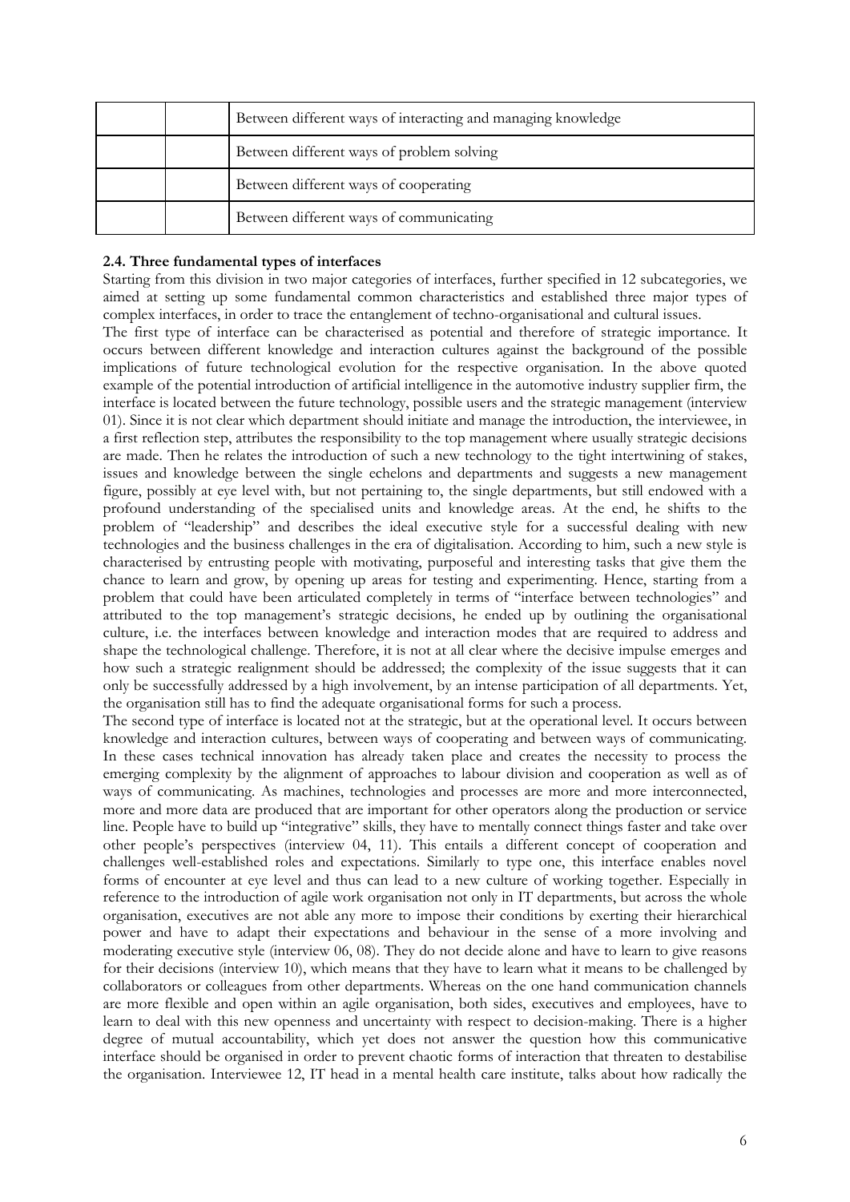| | | |
|---|---|---|
| | | Between different ways of interacting and managing knowledge |
| | | Between different ways of problem solving |
| | | Between different ways of cooperating |
| | | Between different ways of communicating |

### 2.4. Three fundamental types of interfaces

Starting from this division in two major categories of interfaces, further specified in 12 subcategories, we aimed at setting up some fundamental common characteristics and established three major types of complex interfaces, in order to trace the entanglement of techno-organisational and cultural issues.

The first type of interface can be characterised as potential and therefore of strategic importance. It occurs between different knowledge and interaction cultures against the background of the possible implications of future technological evolution for the respective organisation. In the above quoted example of the potential introduction of artificial intelligence in the automotive industry supplier firm, the interface is located between the future technology, possible users and the strategic management (interview 01). Since it is not clear which department should initiate and manage the introduction, the interviewee, in a first reflection step, attributes the responsibility to the top management where usually strategic decisions are made. Then he relates the introduction of such a new technology to the tight intertwining of stakes, issues and knowledge between the single echelons and departments and suggests a new management figure, possibly at eye level with, but not pertaining to, the single departments, but still endowed with a profound understanding of the specialised units and knowledge areas. At the end, he shifts to the problem of "leadership" and describes the ideal executive style for a successful dealing with new technologies and the business challenges in the era of digitalisation. According to him, such a new style is characterised by entrusting people with motivating, purposeful and interesting tasks that give them the chance to learn and grow, by opening up areas for testing and experimenting. Hence, starting from a problem that could have been articulated completely in terms of "interface between technologies" and attributed to the top management's strategic decisions, he ended up by outlining the organisational culture, i.e. the interfaces between knowledge and interaction modes that are required to address and shape the technological challenge. Therefore, it is not at all clear where the decisive impulse emerges and how such a strategic realignment should be addressed; the complexity of the issue suggests that it can only be successfully addressed by a high involvement, by an intense participation of all departments. Yet, the organisation still has to find the adequate organisational forms for such a process.

The second type of interface is located not at the strategic, but at the operational level. It occurs between knowledge and interaction cultures, between ways of cooperating and between ways of communicating. In these cases technical innovation has already taken place and creates the necessity to process the emerging complexity by the alignment of approaches to labour division and cooperation as well as of ways of communicating. As machines, technologies and processes are more and more interconnected, more and more data are produced that are important for other operators along the production or service line. People have to build up "integrative" skills, they have to mentally connect things faster and take over other people's perspectives (interview 04, 11). This entails a different concept of cooperation and challenges well-established roles and expectations. Similarly to type one, this interface enables novel forms of encounter at eye level and thus can lead to a new culture of working together. Especially in reference to the introduction of agile work organisation not only in IT departments, but across the whole organisation, executives are not able any more to impose their conditions by exerting their hierarchical power and have to adapt their expectations and behaviour in the sense of a more involving and moderating executive style (interview 06, 08). They do not decide alone and have to learn to give reasons for their decisions (interview 10), which means that they have to learn what it means to be challenged by collaborators or colleagues from other departments. Whereas on the one hand communication channels are more flexible and open within an agile organisation, both sides, executives and employees, have to learn to deal with this new openness and uncertainty with respect to decision-making. There is a higher degree of mutual accountability, which yet does not answer the question how this communicative interface should be organised in order to prevent chaotic forms of interaction that threaten to destabilise the organisation. Interviewee 12, IT head in a mental health care institute, talks about how radically the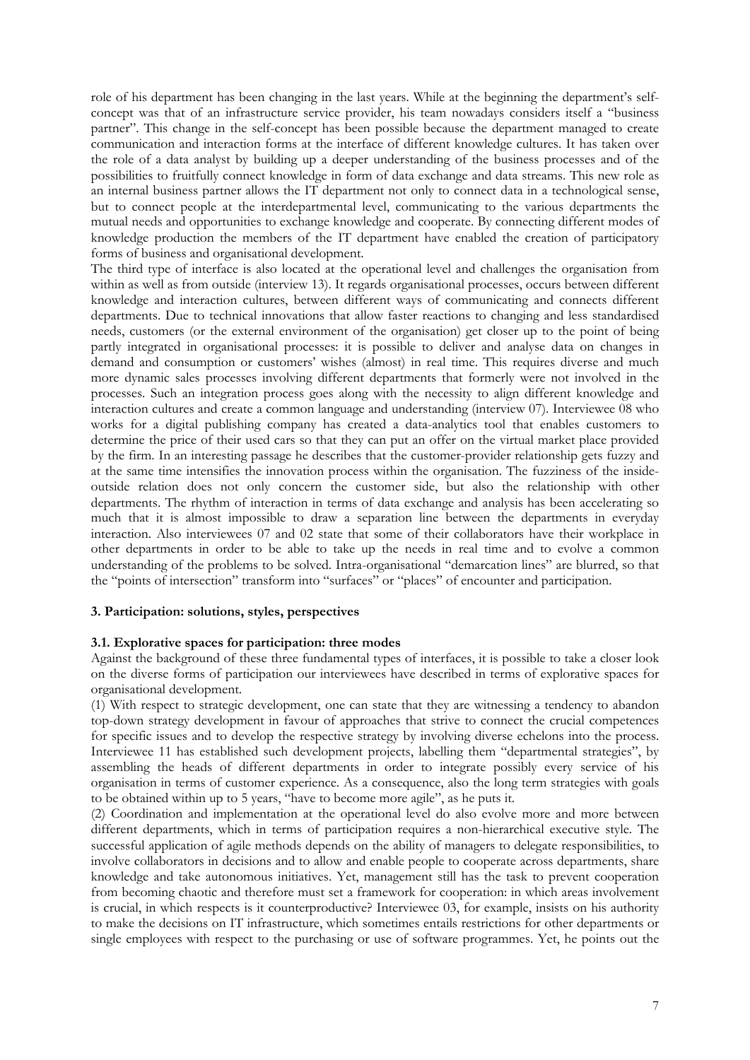role of his department has been changing in the last years. While at the beginning the department's self-concept was that of an infrastructure service provider, his team nowadays considers itself a "business partner". This change in the self-concept has been possible because the department managed to create communication and interaction forms at the interface of different knowledge cultures. It has taken over the role of a data analyst by building up a deeper understanding of the business processes and of the possibilities to fruitfully connect knowledge in form of data exchange and data streams. This new role as an internal business partner allows the IT department not only to connect data in a technological sense, but to connect people at the interdepartmental level, communicating to the various departments the mutual needs and opportunities to exchange knowledge and cooperate. By connecting different modes of knowledge production the members of the IT department have enabled the creation of participatory forms of business and organisational development.

The third type of interface is also located at the operational level and challenges the organisation from within as well as from outside (interview 13). It regards organisational processes, occurs between different knowledge and interaction cultures, between different ways of communicating and connects different departments. Due to technical innovations that allow faster reactions to changing and less standardised needs, customers (or the external environment of the organisation) get closer up to the point of being partly integrated in organisational processes: it is possible to deliver and analyse data on changes in demand and consumption or customers' wishes (almost) in real time. This requires diverse and much more dynamic sales processes involving different departments that formerly were not involved in the processes. Such an integration process goes along with the necessity to align different knowledge and interaction cultures and create a common language and understanding (interview 07). Interviewee 08 who works for a digital publishing company has created a data-analytics tool that enables customers to determine the price of their used cars so that they can put an offer on the virtual market place provided by the firm. In an interesting passage he describes that the customer-provider relationship gets fuzzy and at the same time intensifies the innovation process within the organisation. The fuzziness of the inside-outside relation does not only concern the customer side, but also the relationship with other departments. The rhythm of interaction in terms of data exchange and analysis has been accelerating so much that it is almost impossible to draw a separation line between the departments in everyday interaction. Also interviewees 07 and 02 state that some of their collaborators have their workplace in other departments in order to be able to take up the needs in real time and to evolve a common understanding of the problems to be solved. Intra-organisational "demarcation lines" are blurred, so that the "points of intersection" transform into "surfaces" or "places" of encounter and participation.

## 3. Participation: solutions, styles, perspectives

### 3.1. Explorative spaces for participation: three modes

Against the background of these three fundamental types of interfaces, it is possible to take a closer look on the diverse forms of participation our interviewees have described in terms of explorative spaces for organisational development.

(1) With respect to strategic development, one can state that they are witnessing a tendency to abandon top-down strategy development in favour of approaches that strive to connect the crucial competences for specific issues and to develop the respective strategy by involving diverse echelons into the process. Interviewee 11 has established such development projects, labelling them "departmental strategies", by assembling the heads of different departments in order to integrate possibly every service of his organisation in terms of customer experience. As a consequence, also the long term strategies with goals to be obtained within up to 5 years, "have to become more agile", as he puts it.

(2) Coordination and implementation at the operational level do also evolve more and more between different departments, which in terms of participation requires a non-hierarchical executive style. The successful application of agile methods depends on the ability of managers to delegate responsibilities, to involve collaborators in decisions and to allow and enable people to cooperate across departments, share knowledge and take autonomous initiatives. Yet, management still has the task to prevent cooperation from becoming chaotic and therefore must set a framework for cooperation: in which areas involvement is crucial, in which respects is it counterproductive? Interviewee 03, for example, insists on his authority to make the decisions on IT infrastructure, which sometimes entails restrictions for other departments or single employees with respect to the purchasing or use of software programmes. Yet, he points out the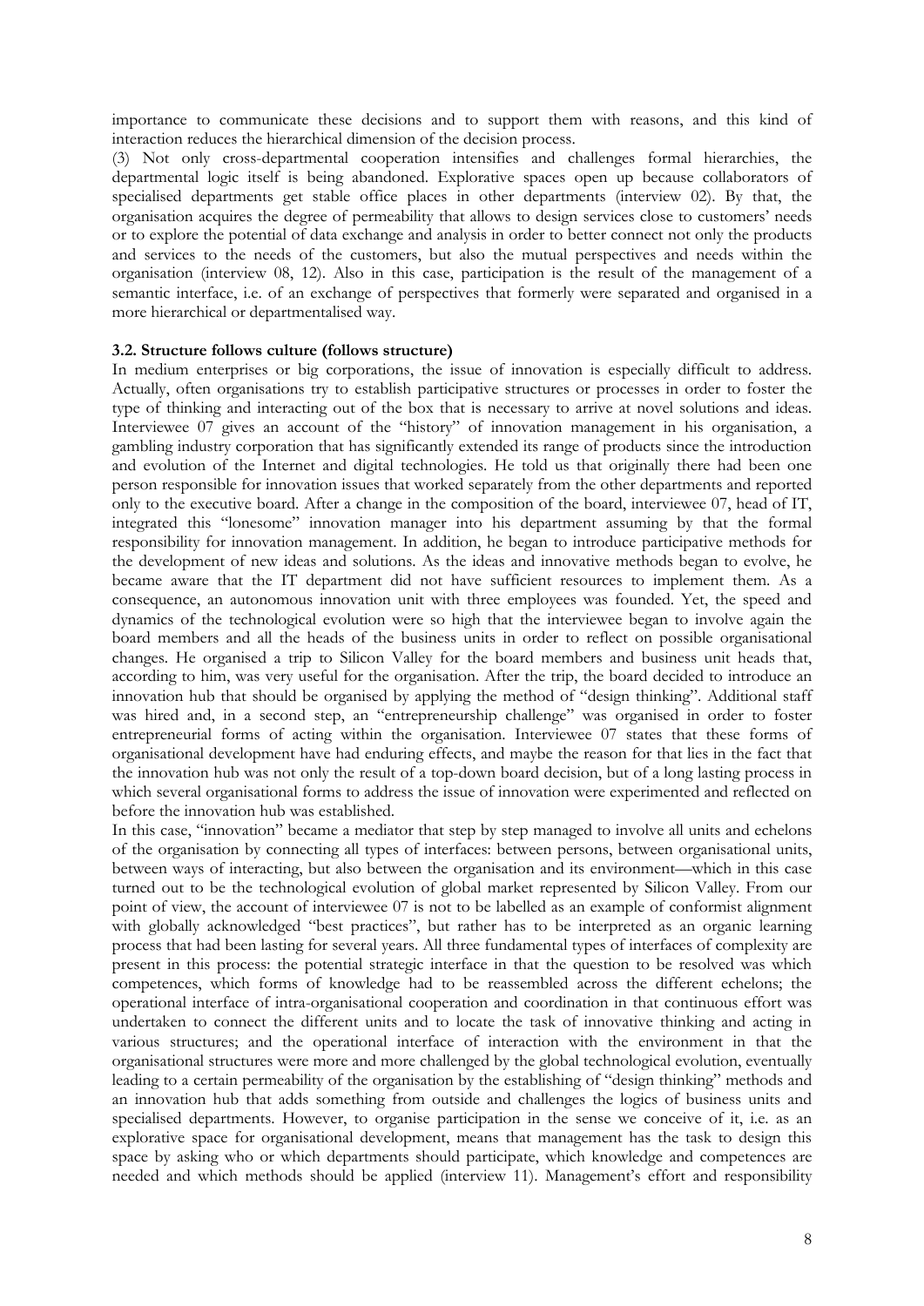importance to communicate these decisions and to support them with reasons, and this kind of interaction reduces the hierarchical dimension of the decision process.

(3) Not only cross-departmental cooperation intensifies and challenges formal hierarchies, the departmental logic itself is being abandoned. Explorative spaces open up because collaborators of specialised departments get stable office places in other departments (interview 02). By that, the organisation acquires the degree of permeability that allows to design services close to customers' needs or to explore the potential of data exchange and analysis in order to better connect not only the products and services to the needs of the customers, but also the mutual perspectives and needs within the organisation (interview 08, 12). Also in this case, participation is the result of the management of a semantic interface, i.e. of an exchange of perspectives that formerly were separated and organised in a more hierarchical or departmentalised way.

### 3.2. Structure follows culture (follows structure)

In medium enterprises or big corporations, the issue of innovation is especially difficult to address. Actually, often organisations try to establish participative structures or processes in order to foster the type of thinking and interacting out of the box that is necessary to arrive at novel solutions and ideas. Interviewee 07 gives an account of the "history" of innovation management in his organisation, a gambling industry corporation that has significantly extended its range of products since the introduction and evolution of the Internet and digital technologies. He told us that originally there had been one person responsible for innovation issues that worked separately from the other departments and reported only to the executive board. After a change in the composition of the board, interviewee 07, head of IT, integrated this "lonesome" innovation manager into his department assuming by that the formal responsibility for innovation management. In addition, he began to introduce participative methods for the development of new ideas and solutions. As the ideas and innovative methods began to evolve, he became aware that the IT department did not have sufficient resources to implement them. As a consequence, an autonomous innovation unit with three employees was founded. Yet, the speed and dynamics of the technological evolution were so high that the interviewee began to involve again the board members and all the heads of the business units in order to reflect on possible organisational changes. He organised a trip to Silicon Valley for the board members and business unit heads that, according to him, was very useful for the organisation. After the trip, the board decided to introduce an innovation hub that should be organised by applying the method of "design thinking". Additional staff was hired and, in a second step, an "entrepreneurship challenge" was organised in order to foster entrepreneurial forms of acting within the organisation. Interviewee 07 states that these forms of organisational development have had enduring effects, and maybe the reason for that lies in the fact that the innovation hub was not only the result of a top-down board decision, but of a long lasting process in which several organisational forms to address the issue of innovation were experimented and reflected on before the innovation hub was established.

In this case, "innovation" became a mediator that step by step managed to involve all units and echelons of the organisation by connecting all types of interfaces: between persons, between organisational units, between ways of interacting, but also between the organisation and its environment—which in this case turned out to be the technological evolution of global market represented by Silicon Valley. From our point of view, the account of interviewee 07 is not to be labelled as an example of conformist alignment with globally acknowledged "best practices", but rather has to be interpreted as an organic learning process that had been lasting for several years. All three fundamental types of interfaces of complexity are present in this process: the potential strategic interface in that the question to be resolved was which competences, which forms of knowledge had to be reassembled across the different echelons; the operational interface of intra-organisational cooperation and coordination in that continuous effort was undertaken to connect the different units and to locate the task of innovative thinking and acting in various structures; and the operational interface of interaction with the environment in that the organisational structures were more and more challenged by the global technological evolution, eventually leading to a certain permeability of the organisation by the establishing of "design thinking" methods and an innovation hub that adds something from outside and challenges the logics of business units and specialised departments. However, to organise participation in the sense we conceive of it, i.e. as an explorative space for organisational development, means that management has the task to design this space by asking who or which departments should participate, which knowledge and competences are needed and which methods should be applied (interview 11). Management's effort and responsibility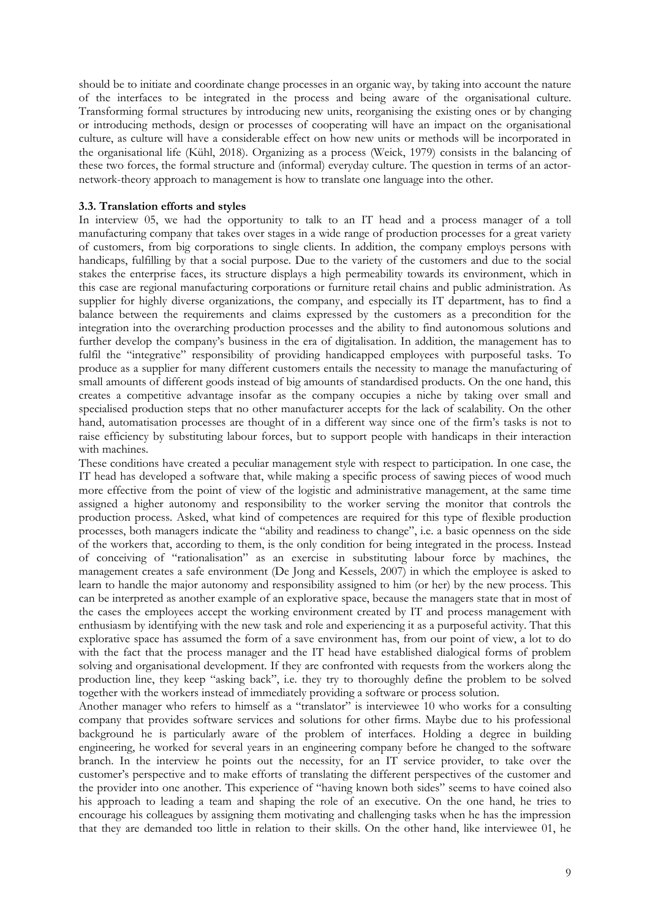should be to initiate and coordinate change processes in an organic way, by taking into account the nature of the interfaces to be integrated in the process and being aware of the organisational culture. Transforming formal structures by introducing new units, reorganising the existing ones or by changing or introducing methods, design or processes of cooperating will have an impact on the organisational culture, as culture will have a considerable effect on how new units or methods will be incorporated in the organisational life (Kühl, 2018). Organizing as a process (Weick, 1979) consists in the balancing of these two forces, the formal structure and (informal) everyday culture. The question in terms of an actor-network-theory approach to management is how to translate one language into the other.

### 3.3. Translation efforts and styles

In interview 05, we had the opportunity to talk to an IT head and a process manager of a toll manufacturing company that takes over stages in a wide range of production processes for a great variety of customers, from big corporations to single clients. In addition, the company employs persons with handicaps, fulfilling by that a social purpose. Due to the variety of the customers and due to the social stakes the enterprise faces, its structure displays a high permeability towards its environment, which in this case are regional manufacturing corporations or furniture retail chains and public administration. As supplier for highly diverse organizations, the company, and especially its IT department, has to find a balance between the requirements and claims expressed by the customers as a precondition for the integration into the overarching production processes and the ability to find autonomous solutions and further develop the company's business in the era of digitalisation. In addition, the management has to fulfil the "integrative" responsibility of providing handicapped employees with purposeful tasks. To produce as a supplier for many different customers entails the necessity to manage the manufacturing of small amounts of different goods instead of big amounts of standardised products. On the one hand, this creates a competitive advantage insofar as the company occupies a niche by taking over small and specialised production steps that no other manufacturer accepts for the lack of scalability. On the other hand, automatisation processes are thought of in a different way since one of the firm's tasks is not to raise efficiency by substituting labour forces, but to support people with handicaps in their interaction with machines.

These conditions have created a peculiar management style with respect to participation. In one case, the IT head has developed a software that, while making a specific process of sawing pieces of wood much more effective from the point of view of the logistic and administrative management, at the same time assigned a higher autonomy and responsibility to the worker serving the monitor that controls the production process. Asked, what kind of competences are required for this type of flexible production processes, both managers indicate the "ability and readiness to change", i.e. a basic openness on the side of the workers that, according to them, is the only condition for being integrated in the process. Instead of conceiving of "rationalisation" as an exercise in substituting labour force by machines, the management creates a safe environment (De Jong and Kessels, 2007) in which the employee is asked to learn to handle the major autonomy and responsibility assigned to him (or her) by the new process. This can be interpreted as another example of an explorative space, because the managers state that in most of the cases the employees accept the working environment created by IT and process management with enthusiasm by identifying with the new task and role and experiencing it as a purposeful activity. That this explorative space has assumed the form of a save environment has, from our point of view, a lot to do with the fact that the process manager and the IT head have established dialogical forms of problem solving and organisational development. If they are confronted with requests from the workers along the production line, they keep "asking back", i.e. they try to thoroughly define the problem to be solved together with the workers instead of immediately providing a software or process solution.

Another manager who refers to himself as a "translator" is interviewee 10 who works for a consulting company that provides software services and solutions for other firms. Maybe due to his professional background he is particularly aware of the problem of interfaces. Holding a degree in building engineering, he worked for several years in an engineering company before he changed to the software branch. In the interview he points out the necessity, for an IT service provider, to take over the customer's perspective and to make efforts of translating the different perspectives of the customer and the provider into one another. This experience of "having known both sides" seems to have coined also his approach to leading a team and shaping the role of an executive. On the one hand, he tries to encourage his colleagues by assigning them motivating and challenging tasks when he has the impression that they are demanded too little in relation to their skills. On the other hand, like interviewee 01, he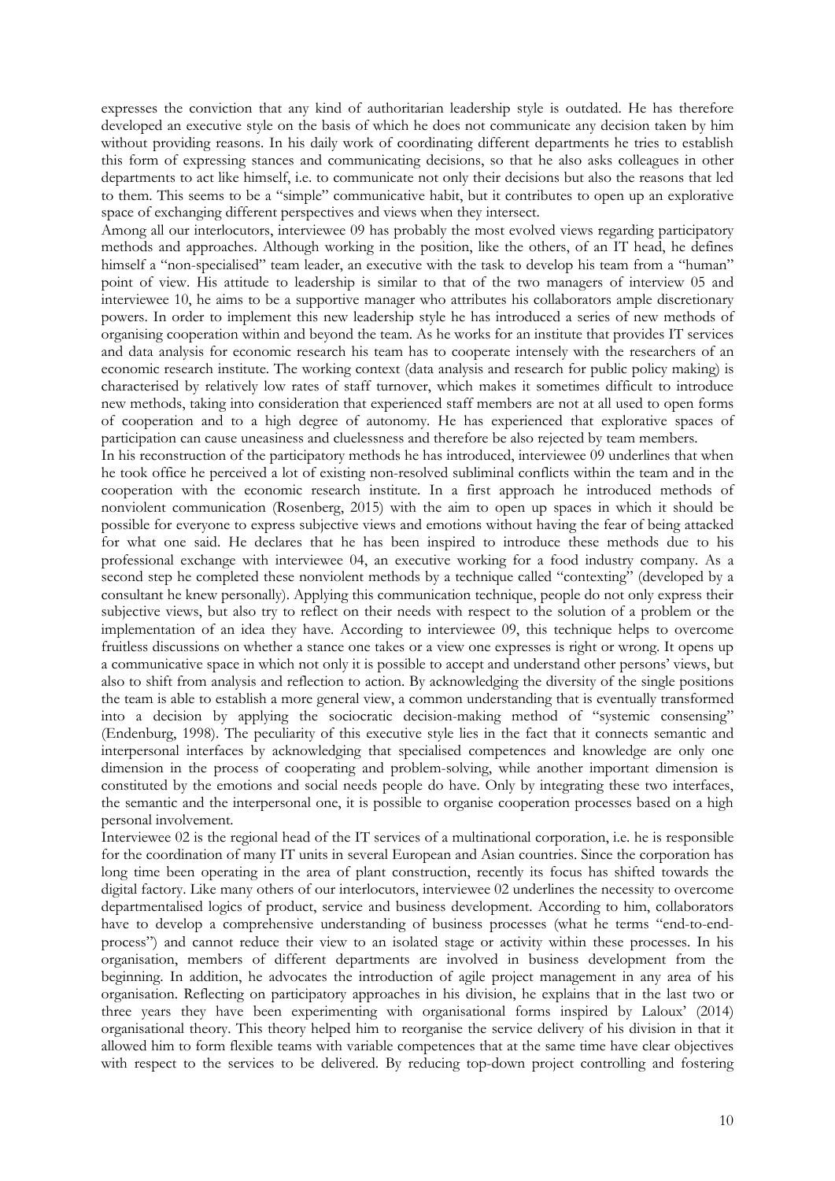expresses the conviction that any kind of authoritarian leadership style is outdated. He has therefore developed an executive style on the basis of which he does not communicate any decision taken by him without providing reasons. In his daily work of coordinating different departments he tries to establish this form of expressing stances and communicating decisions, so that he also asks colleagues in other departments to act like himself, i.e. to communicate not only their decisions but also the reasons that led to them. This seems to be a "simple" communicative habit, but it contributes to open up an explorative space of exchanging different perspectives and views when they intersect.

Among all our interlocutors, interviewee 09 has probably the most evolved views regarding participatory methods and approaches. Although working in the position, like the others, of an IT head, he defines himself a "non-specialised" team leader, an executive with the task to develop his team from a "human" point of view. His attitude to leadership is similar to that of the two managers of interview 05 and interviewee 10, he aims to be a supportive manager who attributes his collaborators ample discretionary powers. In order to implement this new leadership style he has introduced a series of new methods of organising cooperation within and beyond the team. As he works for an institute that provides IT services and data analysis for economic research his team has to cooperate intensely with the researchers of an economic research institute. The working context (data analysis and research for public policy making) is characterised by relatively low rates of staff turnover, which makes it sometimes difficult to introduce new methods, taking into consideration that experienced staff members are not at all used to open forms of cooperation and to a high degree of autonomy. He has experienced that explorative spaces of participation can cause uneasiness and cluelessness and therefore be also rejected by team members.

In his reconstruction of the participatory methods he has introduced, interviewee 09 underlines that when he took office he perceived a lot of existing non-resolved subliminal conflicts within the team and in the cooperation with the economic research institute. In a first approach he introduced methods of nonviolent communication (Rosenberg, 2015) with the aim to open up spaces in which it should be possible for everyone to express subjective views and emotions without having the fear of being attacked for what one said. He declares that he has been inspired to introduce these methods due to his professional exchange with interviewee 04, an executive working for a food industry company. As a second step he completed these nonviolent methods by a technique called "contexting" (developed by a consultant he knew personally). Applying this communication technique, people do not only express their subjective views, but also try to reflect on their needs with respect to the solution of a problem or the implementation of an idea they have. According to interviewee 09, this technique helps to overcome fruitless discussions on whether a stance one takes or a view one expresses is right or wrong. It opens up a communicative space in which not only it is possible to accept and understand other persons' views, but also to shift from analysis and reflection to action. By acknowledging the diversity of the single positions the team is able to establish a more general view, a common understanding that is eventually transformed into a decision by applying the sociocratic decision-making method of "systemic consensing" (Endenburg, 1998). The peculiarity of this executive style lies in the fact that it connects semantic and interpersonal interfaces by acknowledging that specialised competences and knowledge are only one dimension in the process of cooperating and problem-solving, while another important dimension is constituted by the emotions and social needs people do have. Only by integrating these two interfaces, the semantic and the interpersonal one, it is possible to organise cooperation processes based on a high personal involvement.

Interviewee 02 is the regional head of the IT services of a multinational corporation, i.e. he is responsible for the coordination of many IT units in several European and Asian countries. Since the corporation has long time been operating in the area of plant construction, recently its focus has shifted towards the digital factory. Like many others of our interlocutors, interviewee 02 underlines the necessity to overcome departmentalised logics of product, service and business development. According to him, collaborators have to develop a comprehensive understanding of business processes (what he terms "end-to-end-process") and cannot reduce their view to an isolated stage or activity within these processes. In his organisation, members of different departments are involved in business development from the beginning. In addition, he advocates the introduction of agile project management in any area of his organisation. Reflecting on participatory approaches in his division, he explains that in the last two or three years they have been experimenting with organisational forms inspired by Laloux' (2014) organisational theory. This theory helped him to reorganise the service delivery of his division in that it allowed him to form flexible teams with variable competences that at the same time have clear objectives with respect to the services to be delivered. By reducing top-down project controlling and fostering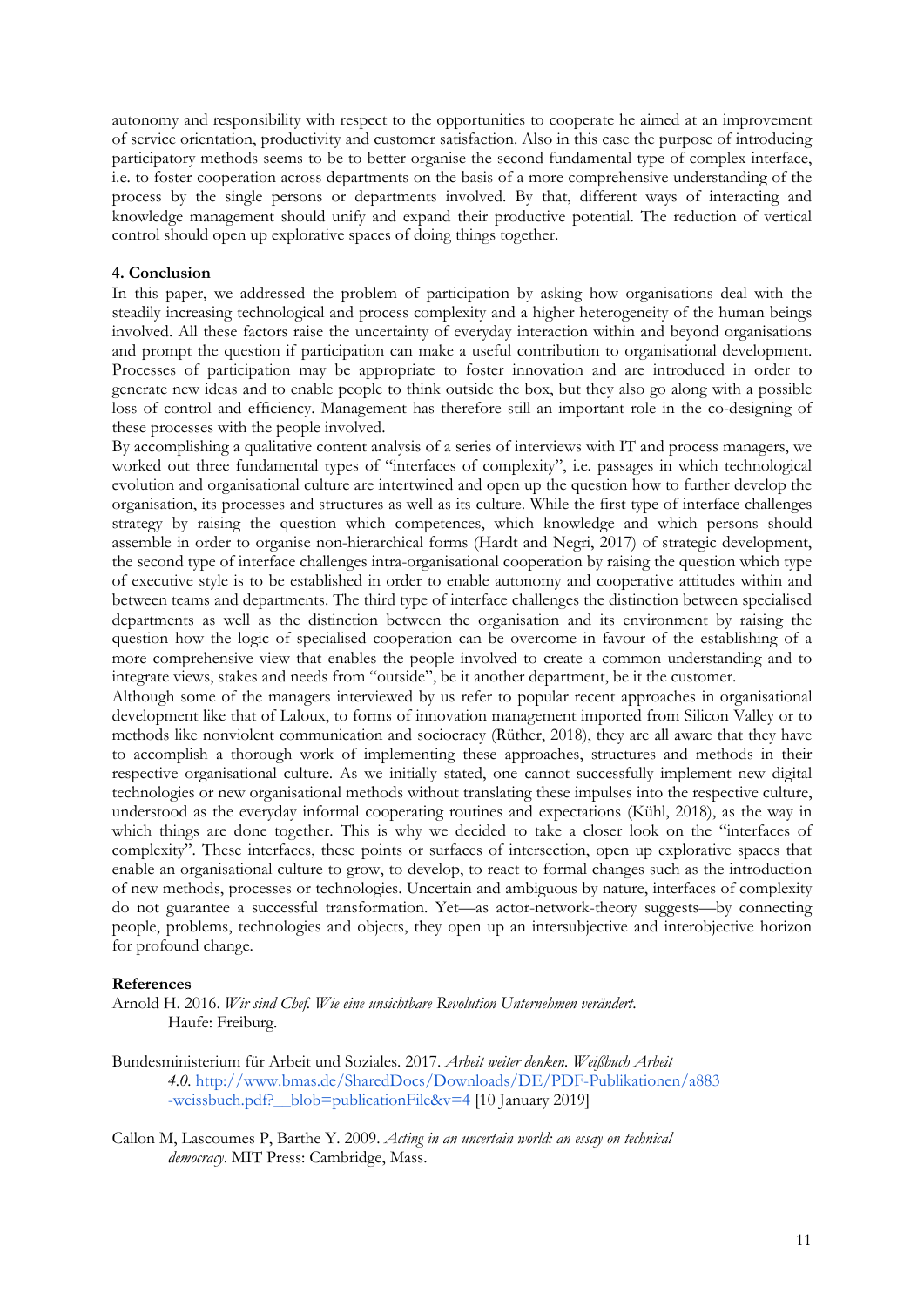autonomy and responsibility with respect to the opportunities to cooperate he aimed at an improvement of service orientation, productivity and customer satisfaction. Also in this case the purpose of introducing participatory methods seems to be to better organise the second fundamental type of complex interface, i.e. to foster cooperation across departments on the basis of a more comprehensive understanding of the process by the single persons or departments involved. By that, different ways of interacting and knowledge management should unify and expand their productive potential. The reduction of vertical control should open up explorative spaces of doing things together.

## 4. Conclusion

In this paper, we addressed the problem of participation by asking how organisations deal with the steadily increasing technological and process complexity and a higher heterogeneity of the human beings involved. All these factors raise the uncertainty of everyday interaction within and beyond organisations and prompt the question if participation can make a useful contribution to organisational development. Processes of participation may be appropriate to foster innovation and are introduced in order to generate new ideas and to enable people to think outside the box, but they also go along with a possible loss of control and efficiency. Management has therefore still an important role in the co-designing of these processes with the people involved.

By accomplishing a qualitative content analysis of a series of interviews with IT and process managers, we worked out three fundamental types of "interfaces of complexity", i.e. passages in which technological evolution and organisational culture are intertwined and open up the question how to further develop the organisation, its processes and structures as well as its culture. While the first type of interface challenges strategy by raising the question which competences, which knowledge and which persons should assemble in order to organise non-hierarchical forms (Hardt and Negri, 2017) of strategic development, the second type of interface challenges intra-organisational cooperation by raising the question which type of executive style is to be established in order to enable autonomy and cooperative attitudes within and between teams and departments. The third type of interface challenges the distinction between specialised departments as well as the distinction between the organisation and its environment by raising the question how the logic of specialised cooperation can be overcome in favour of the establishing of a more comprehensive view that enables the people involved to create a common understanding and to integrate views, stakes and needs from "outside", be it another department, be it the customer.

Although some of the managers interviewed by us refer to popular recent approaches in organisational development like that of Laloux, to forms of innovation management imported from Silicon Valley or to methods like nonviolent communication and sociocracy (Rüther, 2018), they are all aware that they have to accomplish a thorough work of implementing these approaches, structures and methods in their respective organisational culture. As we initially stated, one cannot successfully implement new digital technologies or new organisational methods without translating these impulses into the respective culture, understood as the everyday informal cooperating routines and expectations (Kühl, 2018), as the way in which things are done together. This is why we decided to take a closer look on the "interfaces of complexity". These interfaces, these points or surfaces of intersection, open up explorative spaces that enable an organisational culture to grow, to develop, to react to formal changes such as the introduction of new methods, processes or technologies. Uncertain and ambiguous by nature, interfaces of complexity do not guarantee a successful transformation. Yet—as actor-network-theory suggests—by connecting people, problems, technologies and objects, they open up an intersubjective and interobjective horizon for profound change.

## References

Arnold H. 2016. *Wir sind Chef. Wie eine unsichtbare Revolution Unternehmen verändert*. Haufe: Freiburg.

Bundesministerium für Arbeit und Soziales. 2017. *Arbeit weiter denken. Weißbuch Arbeit 4.0*. http://www.bmas.de/SharedDocs/Downloads/DE/PDF-Publikationen/a883-weissbuch.pdf?__blob=publicationFile&v=4 [10 January 2019]

Callon M, Lascoumes P, Barthe Y. 2009. *Acting in an uncertain world: an essay on technical democracy*. MIT Press: Cambridge, Mass.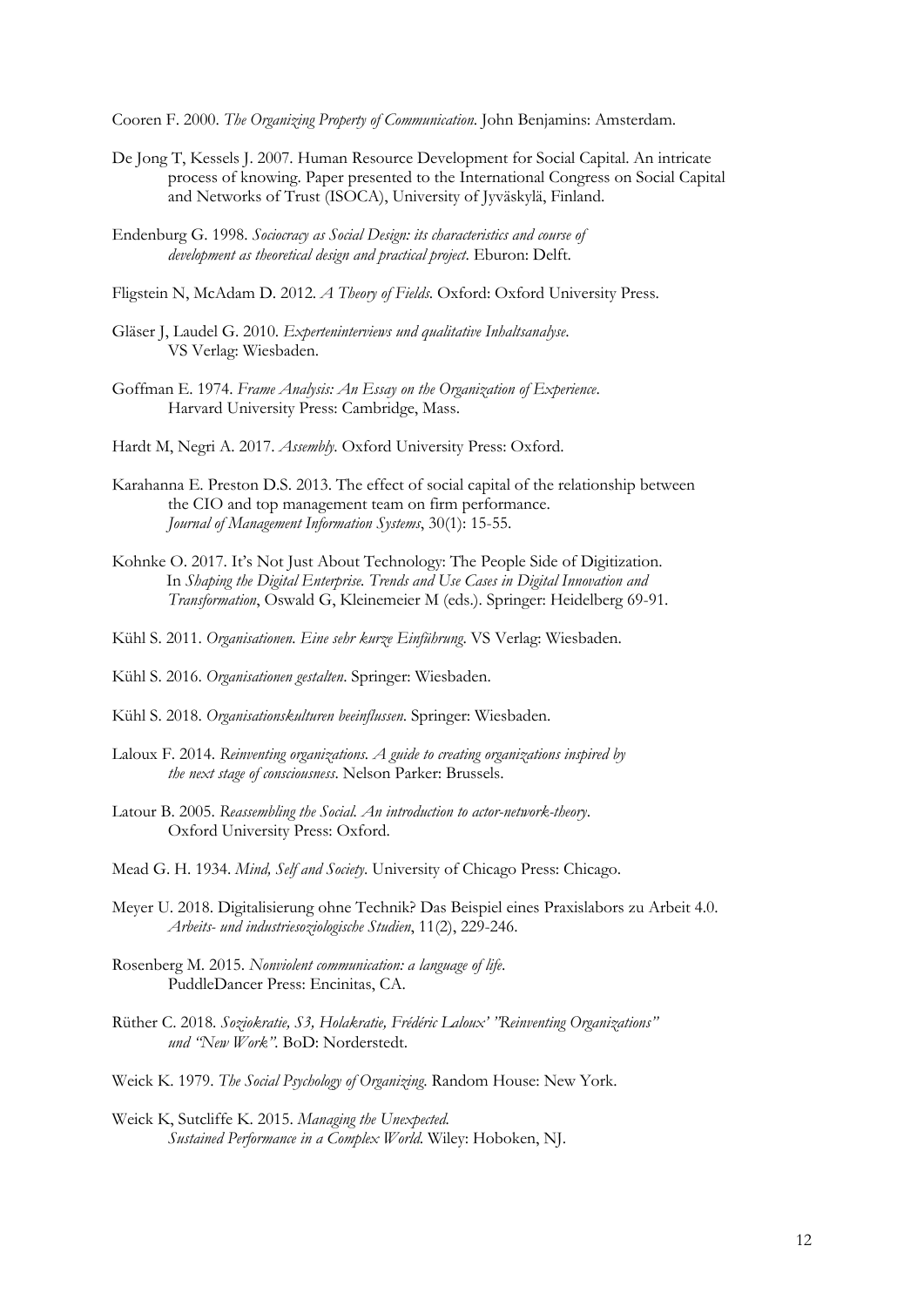Cooren F. 2000. *The Organizing Property of Communication*. John Benjamins: Amsterdam.

De Jong T, Kessels J. 2007. Human Resource Development for Social Capital. An intricate process of knowing. Paper presented to the International Congress on Social Capital and Networks of Trust (ISOCA), University of Jyväskylä, Finland.

Endenburg G. 1998. *Sociocracy as Social Design: its characteristics and course of development as theoretical design and practical project*. Eburon: Delft.

Fligstein N, McAdam D. 2012. *A Theory of Fields*. Oxford: Oxford University Press.

Gläser J, Laudel G. 2010. *Experteninterviews und qualitative Inhaltsanalyse*. VS Verlag: Wiesbaden.

Goffman E. 1974. *Frame Analysis: An Essay on the Organization of Experience*. Harvard University Press: Cambridge, Mass.

Hardt M, Negri A. 2017. *Assembly*. Oxford University Press: Oxford.

Karahanna E. Preston D.S. 2013. The effect of social capital of the relationship between the CIO and top management team on firm performance. *Journal of Management Information Systems*, 30(1): 15-55.

Kohnke O. 2017. It's Not Just About Technology: The People Side of Digitization. In *Shaping the Digital Enterprise. Trends and Use Cases in Digital Innovation and Transformation*, Oswald G, Kleinemeier M (eds.). Springer: Heidelberg 69-91.

Kühl S. 2011. *Organisationen. Eine sehr kurze Einführung*. VS Verlag: Wiesbaden.

Kühl S. 2016. *Organisationen gestalten*. Springer: Wiesbaden.

Kühl S. 2018. *Organisationskulturen beeinflussen*. Springer: Wiesbaden.

Laloux F. 2014. *Reinventing organizations. A guide to creating organizations inspired by the next stage of consciousness*. Nelson Parker: Brussels.

Latour B. 2005. *Reassembling the Social. An introduction to actor-network-theory*. Oxford University Press: Oxford.

Mead G. H. 1934. *Mind, Self and Society*. University of Chicago Press: Chicago.

Meyer U. 2018. Digitalisierung ohne Technik? Das Beispiel eines Praxislabors zu Arbeit 4.0. *Arbeits- und industriesoziologische Studien*, 11(2), 229-246.

Rosenberg M. 2015. *Nonviolent communication: a language of life*. PuddleDancer Press: Encinitas, CA.

Rüther C. 2018. *Soziokratie, S3, Holakratie, Frédéric Laloux' "Reinventing Organizations" und "New Work"*. BoD: Norderstedt.

Weick K. 1979. *The Social Psychology of Organizing*. Random House: New York.

Weick K, Sutcliffe K. 2015. *Managing the Unexpected. Sustained Performance in a Complex World*. Wiley: Hoboken, NJ.